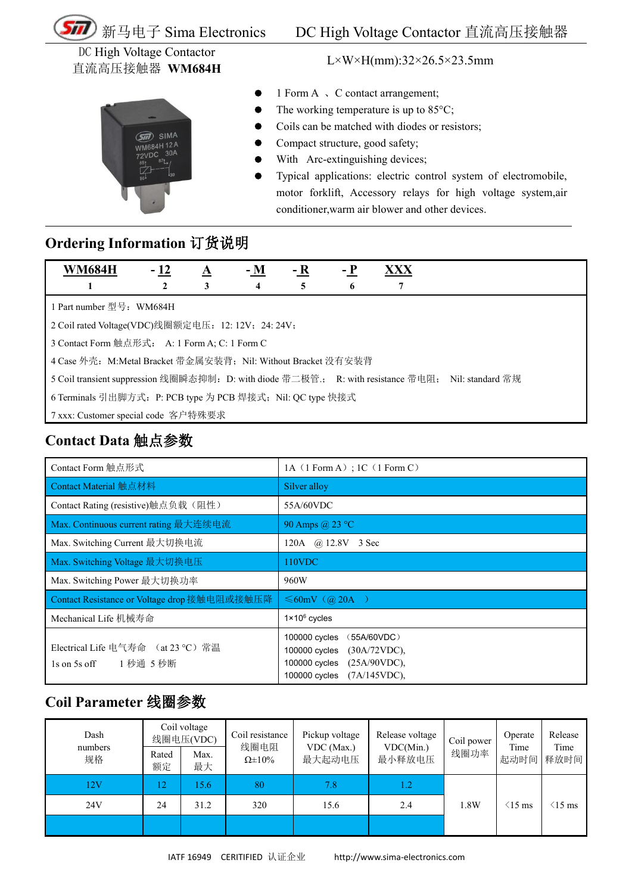# DC High Voltage Contactor 直流高压接触器 WM684H

L×W×H(mm):32×26.5×23.5mm

- 1 Form A 、C contact arrangement;
- The working temperature is up to 85°C;
- Coils can be matched with diodes or resistors;
- Compact structure, good safety;
- With Arc-extinguishing devices;
- Typical applications: electric control system of electromobile, motor forklift, Accessory relays for high voltage system,air conditioner,warm air blower and other devices.

## Ordering Information 订货说明

| WM684H | - 12 | A | - M | - R | - P | XXX |
|---|---|---|---|---|---|---|
| 1 | 2 | 3 | 4 | 5 | 6 | 7 |

1 Part number 型号：WM684H

2 Coil rated Voltage(VDC)线圈额定电压：12: 12V；24: 24V；

3 Contact Form 触点形式： A: 1 Form A; C: 1 Form C

4 Case 外壳：M:Metal Bracket 带金属安装背；Nil: Without Bracket 没有安装背

5 Coil transient suppression 线圈瞬态抑制：D: with diode 带二极管.； R: with resistance 带电阻； Nil: standard 常规

6 Terminals 引出脚方式：P: PCB type 为 PCB 焊接式；Nil: QC type 快接式

7 xxx: Customer special code 客户特殊要求

## Contact Data 触点参数

| Contact Form 触点形式 | 1A（1 Form A）; 1C（1 Form C） |
|---|---|
| Contact Material 触点材料 | Silver alloy |
| Contact Rating (resistive)触点负载（阻性） | 55A/60VDC |
| Max. Continuous current rating 最大连续电流 | 90 Amps @ 23 °C |
| Max. Switching Current 最大切换电流 | 120A @ 12.8V 3 Sec |
| Max. Switching Voltage 最大切换电压 | 110VDC |
| Max. Switching Power 最大切换功率 | 960W |
| Contact Resistance or Voltage drop 接触电阻或接触压降 | ≤60mV（@ 20A ） |
| Mechanical Life 机械寿命 | $1\times10^6$ cycles |
| Electrical Life 电气寿命 （at 23 °C）常温<br>1s on 5s off 1 秒通 5 秒断 | 100000 cycles （55A/60VDC）<br>100000 cycles (30A/72VDC),<br>100000 cycles (25A/90VDC),<br>100000 cycles (7A/145VDC), |

## Coil Parameter 线圈参数

| Dash numbers 规格 | Coil voltage 线圈电压(VDC) | | Coil resistance 线圈电阻 Ω±10% | Pickup voltage VDC (Max.) 最大起动电压 | Release voltage VDC(Min.) 最小释放电压 | Coil power 线圈功率 | Operate Time 起动时间 | Release Time 释放时间 |
|---|---|---|---|---|---|---|---|---|
| | Rated 额定 | Max. 最大 | | | | | | |
| 12V | 12 | 15.6 | 80 | 7.8 | 1.2 | 1.8W | ＜15 ms | ＜15 ms |
| 24V | 24 | 31.2 | 320 | 15.6 | 2.4 | | | |
| | | | | | | | | |

IATF 16949 CERITIFIED 认证企业 http://www.sima-electronics.com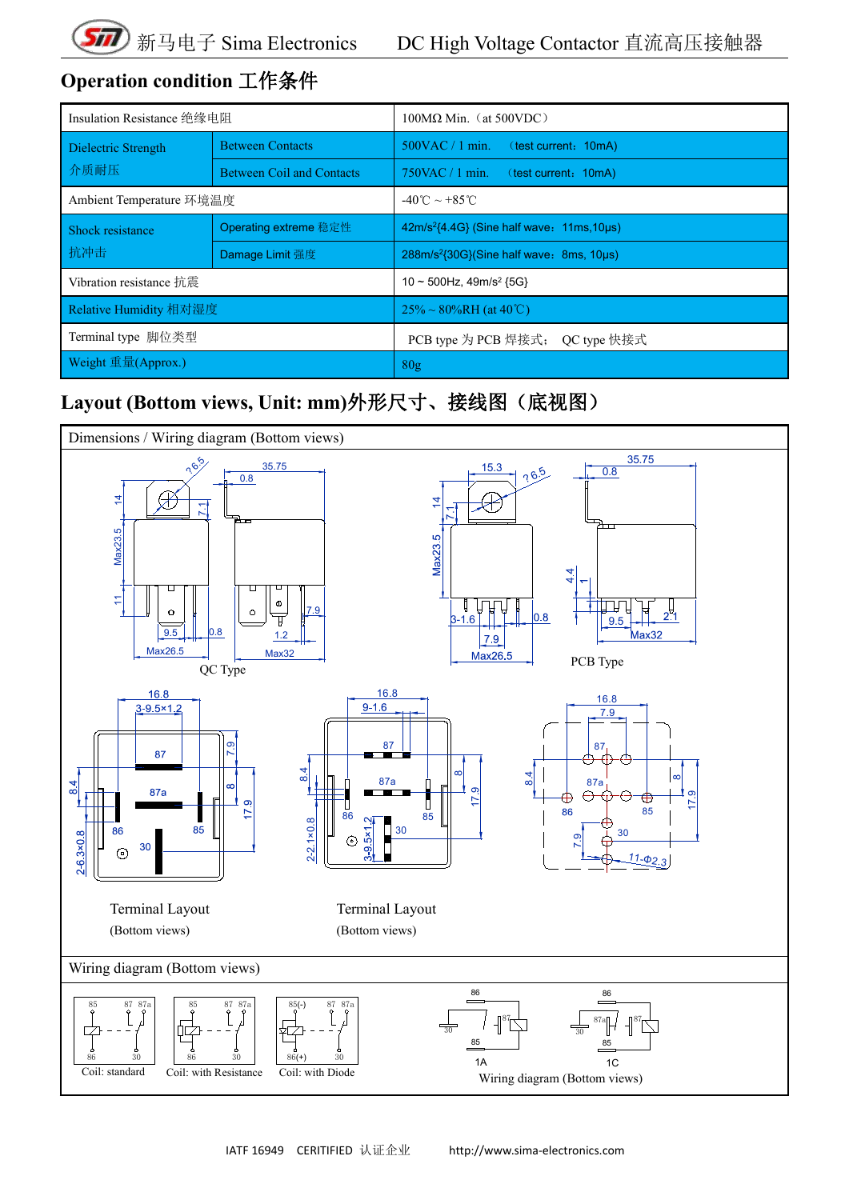## Operation condition 工作条件

| | | |
|---|---|---|
| Insulation Resistance 绝缘电阻 | | 100MΩ Min.（at 500VDC） |
| Dielectric Strength 介质耐压 | Between Contacts | 500VAC / 1 min. （test current：10mA) |
| | Between Coil and Contacts | 750VAC / 1 min. （test current：10mA) |
| Ambient Temperature 环境温度 | | -40℃ ~ +85℃ |
| Shock resistance 抗冲击 | Operating extreme 稳定性 | 42m/s²{4.4G} (Sine half wave：11ms,10μs) |
| | Damage Limit 强度 | 288m/s²{30G}(Sine half wave：8ms, 10μs) |
| Vibration resistance 抗震 | | 10 ~ 500Hz, 49m/s² {5G} |
| Relative Humidity 相对湿度 | | 25% ~ 80%RH (at 40℃) |
| Terminal type 脚位类型 | | PCB type 为 PCB 焊接式； QC type 快接式 |
| Weight 重量(Approx.) | | 80g |

## Layout (Bottom views, Unit: mm)外形尺寸、接线图（底视图）

Dimensions / Wiring diagram (Bottom views)

QC Type

PCB Type

Terminal Layout
(Bottom views)

Terminal Layout
(Bottom views)

Wiring diagram (Bottom views)

Coil: standard

Coil: with Resistance

Coil: with Diode

1A

1C

Wiring diagram (Bottom views)

IATF 16949 CERITIFIED 认证企业 http://www.sima-electronics.com